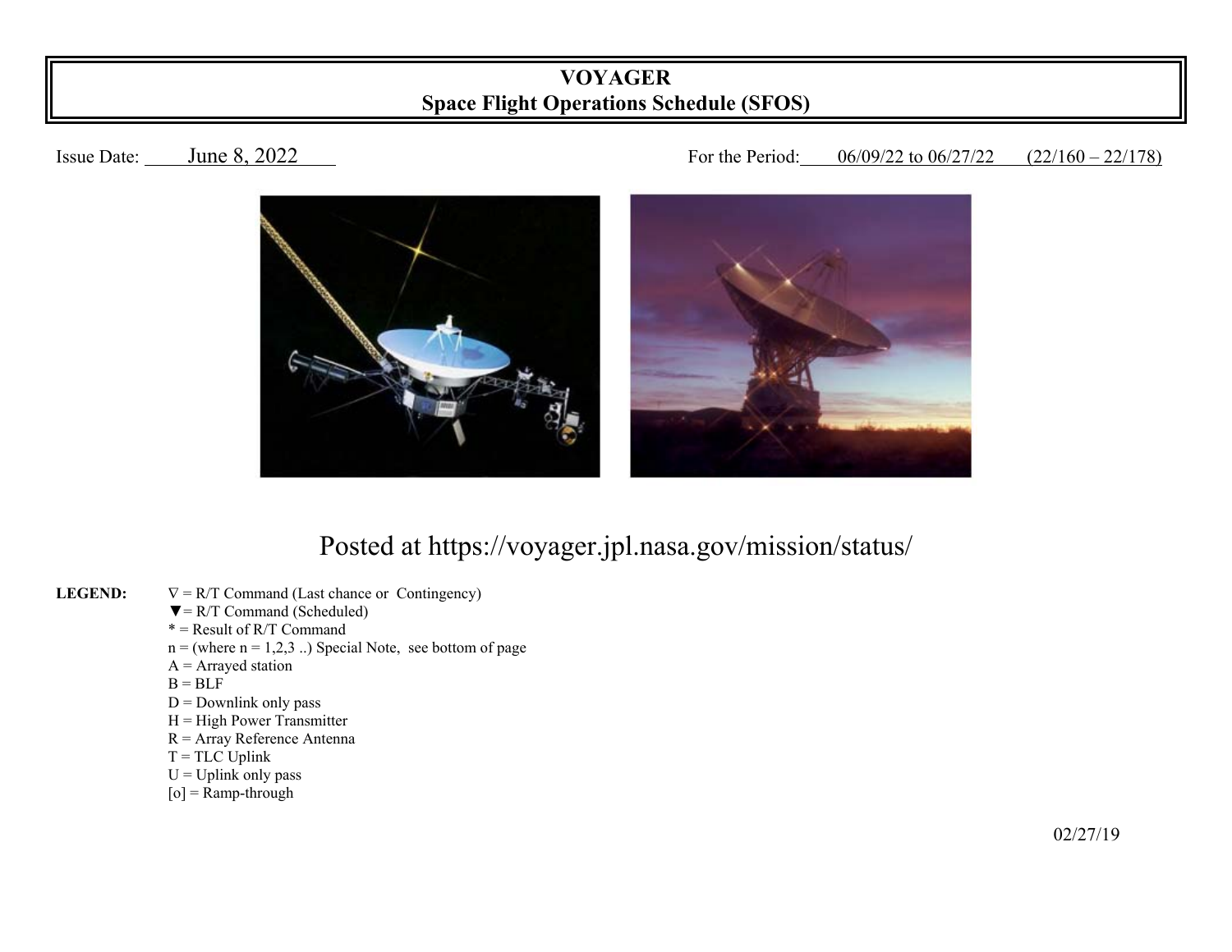# VOYAGER
## Space Flight Operations Schedule (SFOS)

Issue Date: June 8, 2022

For the Period: 06/09/22 to 06/27/22 (22/160 – 22/178)

Posted at https://voyager.jpl.nasa.gov/mission/status/

**LEGEND:**

- ∇ = R/T Command (Last chance or Contingency)
- ▼= R/T Command (Scheduled)
- * = Result of R/T Command
- n = (where n = 1,2,3 ..) Special Note, see bottom of page
- A = Arrayed station
- B = BLF
- D = Downlink only pass
- H = High Power Transmitter
- R = Array Reference Antenna
- T = TLC Uplink
- U = Uplink only pass
- [o] = Ramp-through

02/27/19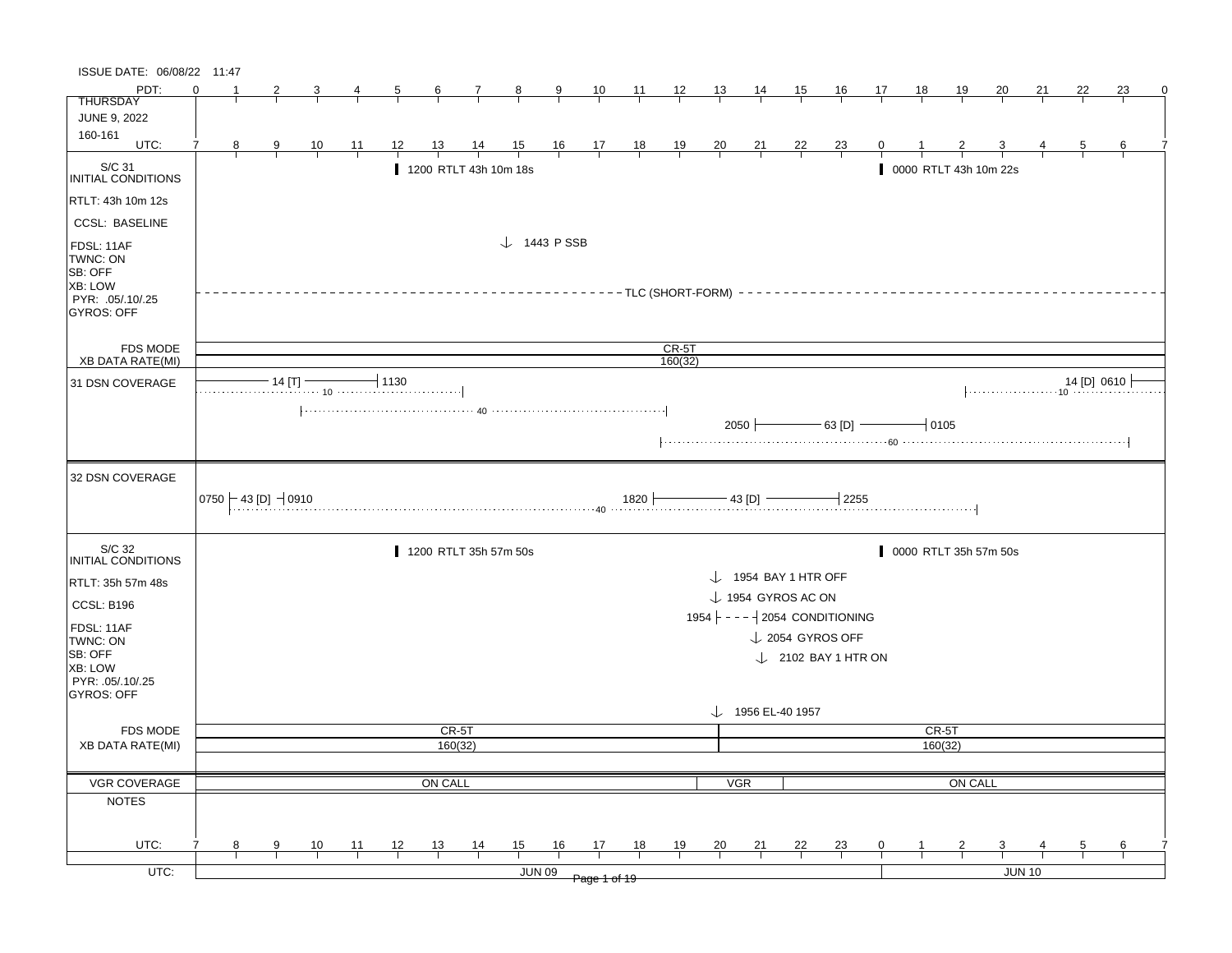ISSUE DATE: 06/08/22 11:47

THURSDAY
JUNE 9, 2022
160-161

| PDT: | 0 | 1 | 2 | 3 | 4 | 5 | 6 | 7 | 8 | 9 | 10 | 11 | 12 | 13 | 14 | 15 | 16 | 17 | 18 | 19 | 20 | 21 | 22 | 23 | 0 |
|---|---|---|---|---|---|---|---|---|---|---|---|---|---|---|---|---|---|---|---|---|---|---|---|---|---|
| UTC: | 7 | 8 | 9 | 10 | 11 | 12 | 13 | 14 | 15 | 16 | 17 | 18 | 19 | 20 | 21 | 22 | 23 | 0 | 1 | 2 | 3 | 4 | 5 | 6 | 7 |

## S/C 31 INITIAL CONDITIONS

RTLT: 43h 10m 12s
CCSL: BASELINE
FDSL: 11AF
TWNC: ON
SB: OFF
XB: LOW
PYR: .05/.10/.25
GYROS: OFF

- 1200 RTLT 43h 10m 18s
- 0000 RTLT 43h 10m 22s
- 1443 P SSB
- TLC (SHORT-FORM)

FDS MODE: CR-5T
XB DATA RATE(MI): 160(32)

## 31 DSN COVERAGE

- 14 [T] … 1130 (10)
- 40
- 2050 63 [D] 0105 (60)
- 14 [D] 0610 (10)

## 32 DSN COVERAGE

- 0750 43 [D] 0910 (40)
- 1820 43 [D] 2255

## S/C 32 INITIAL CONDITIONS

RTLT: 35h 57m 48s
CCSL: B196
FDSL: 11AF
TWNC: ON
SB: OFF
XB: LOW
PYR: .05/.10/.25
GYROS: OFF

- 1200 RTLT 35h 57m 50s
- 0000 RTLT 35h 57m 50s
- 1954 BAY 1 HTR OFF
- 1954 GYROS AC ON
- 1954 - - - 2054 CONDITIONING
- 2054 GYROS OFF
- 2102 BAY 1 HTR ON
- 1956 EL-40 1957

FDS MODE: CR-5T | CR-5T
XB DATA RATE(MI): 160(32) | 160(32)

VGR COVERAGE: ON CALL | VGR | ON CALL

NOTES

UTC: JUN 09 | JUN 10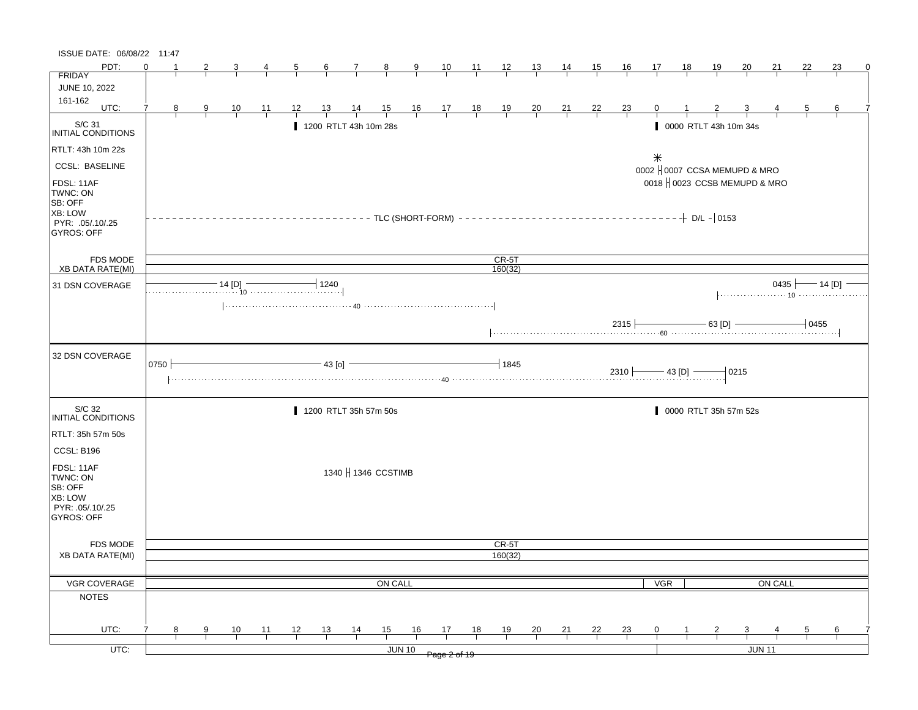ISSUE DATE: 06/08/22 11:47

| PDT: | 0 | 1 | 2 | 3 | 4 | 5 | 6 | 7 | 8 | 9 | 10 | 11 | 12 | 13 | 14 | 15 | 16 | 17 | 18 | 19 | 20 | 21 | 22 | 23 | 0 |
|---|---|---|---|---|---|---|---|---|---|---|---|---|---|---|---|---|---|---|---|---|---|---|---|---|---|
| FRIDAY JUNE 10, 2022 161-162 UTC: | 7 | 8 | 9 | 10 | 11 | 12 | 13 | 14 | 15 | 16 | 17 | 18 | 19 | 20 | 21 | 22 | 23 | 0 | 1 | 2 | 3 | 4 | 5 | 6 | 7 |

**S/C 31 INITIAL CONDITIONS**

- RTLT: 43h 10m 22s
- CCSL: BASELINE
- FDSL: 11AF
- TWNC: ON
- SB: OFF
- XB: LOW
- PYR: .05/.10/.25
- GYROS: OFF

Events:
- 1200 RTLT 43h 10m 28s
- 0000 RTLT 43h 10m 34s
- *
- 0002 – 0007 CCSA MEMUPD & MRO
- 0018 – 0023 CCSB MEMUPD & MRO
- TLC (SHORT-FORM) – D/L – 0153

FDS MODE: CR-5T

XB DATA RATE(MI): 160(32)

**31 DSN COVERAGE**

- 14 [D] — 1240 (10)
- 40
- 0435 — 14 [D] (10)
- 2315 — 63 [D] — 0455 (60)

**32 DSN COVERAGE**

- 0750 — 43 [o] — 1845 (40)
- 2310 — 43 [D] — 0215

**S/C 32 INITIAL CONDITIONS**

- RTLT: 35h 57m 50s
- CCSL: B196
- FDSL: 11AF
- TWNC: ON
- SB: OFF
- XB: LOW
- PYR: .05/.10/.25
- GYROS: OFF

Events:
- 1200 RTLT 35h 57m 50s
- 0000 RTLT 35h 57m 52s
- 1340 – 1346 CCSTIMB

FDS MODE: CR-5T

XB DATA RATE(MI): 160(32)

**VGR COVERAGE**: ON CALL | VGR | ON CALL

**NOTES**

UTC: JUN 10 | JUN 11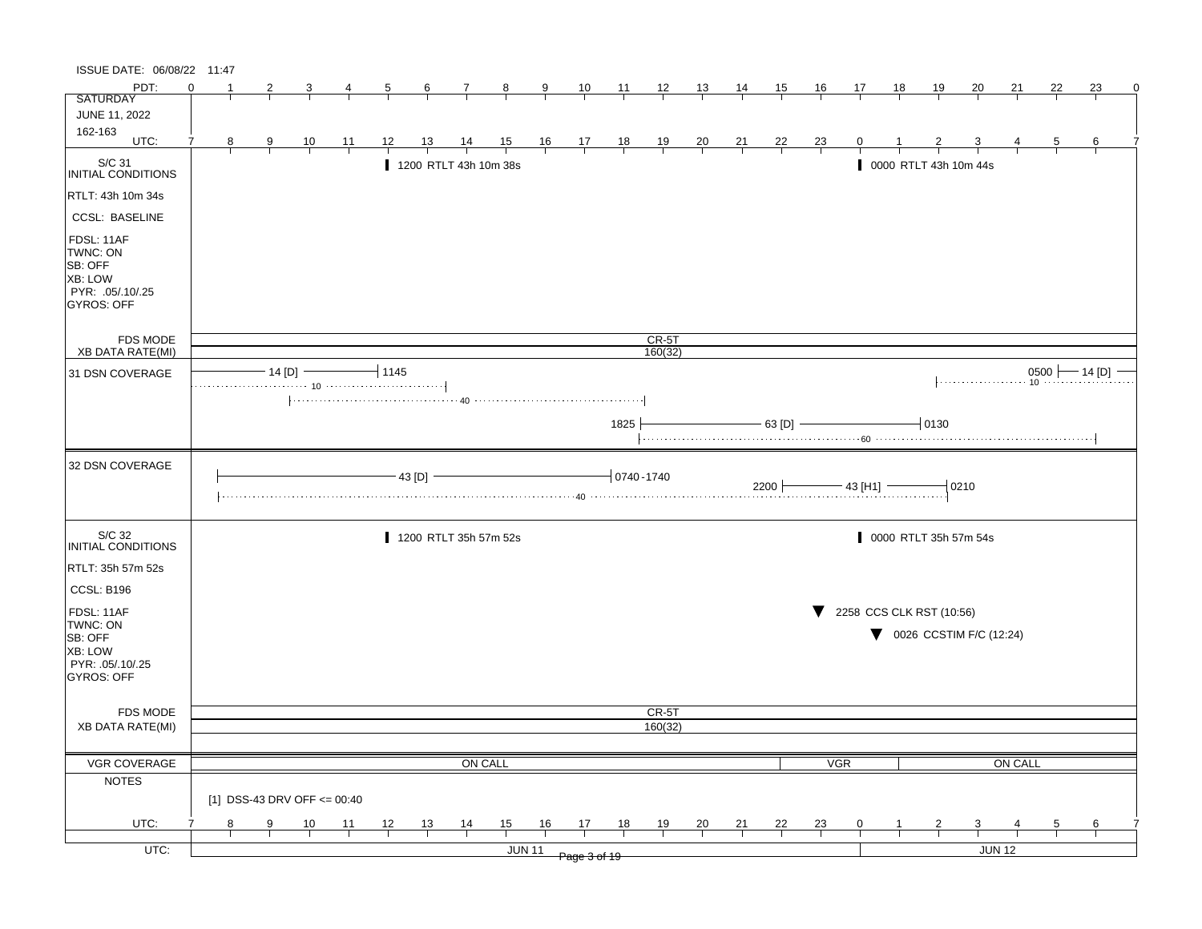ISSUE DATE: 06/08/22 11:47

| PDT: | 0 | 1 | 2 | 3 | 4 | 5 | 6 | 7 | 8 | 9 | 10 | 11 | 12 | 13 | 14 | 15 | 16 | 17 | 18 | 19 | 20 | 21 | 22 | 23 | 0 |
|---|---|---|---|---|---|---|---|---|---|---|---|---|---|---|---|---|---|---|---|---|---|---|---|---|---|
| UTC: | 7 | 8 | 9 | 10 | 11 | 12 | 13 | 14 | 15 | 16 | 17 | 18 | 19 | 20 | 21 | 22 | 23 | 0 | 1 | 2 | 3 | 4 | 5 | 6 | 7 |

SATURDAY
JUNE 11, 2022
162-163

## S/C 31 INITIAL CONDITIONS

RTLT: 43h 10m 34s
CCSL: BASELINE
FDSL: 11AF
TWNC: ON
SB: OFF
XB: LOW
PYR: .05/.10/.25
GYROS: OFF

- 1200 RTLT 43h 10m 38s
- 0000 RTLT 43h 10m 44s

FDS MODE: CR-5T
XB DATA RATE(MI): 160(32)

## 31 DSN COVERAGE

- 14 [D] — until 1145; 10 (dotted)
- 40 (dotted)
- 1825 — 63 [D] — 0130; 60 (dotted)
- 0500 — 14 [D]; 10 (dotted)

## 32 DSN COVERAGE

- 43 [D] — 0740-1740; 40 (dotted)
- 2200 — 43 [H1] — 0210

## S/C 32 INITIAL CONDITIONS

RTLT: 35h 57m 52s
CCSL: B196
FDSL: 11AF
TWNC: ON
SB: OFF
XB: LOW
PYR: .05/.10/.25
GYROS: OFF

- 1200 RTLT 35h 57m 52s
- 0000 RTLT 35h 57m 54s
- ▼ 2258 CCS CLK RST (10:56)
- ▼ 0026 CCSTIM F/C (12:24)

FDS MODE: CR-5T
XB DATA RATE(MI): 160(32)

## VGR COVERAGE

ON CALL | VGR | ON CALL

## NOTES

[1] DSS-43 DRV OFF <= 00:40

UTC: JUN 11 | JUN 12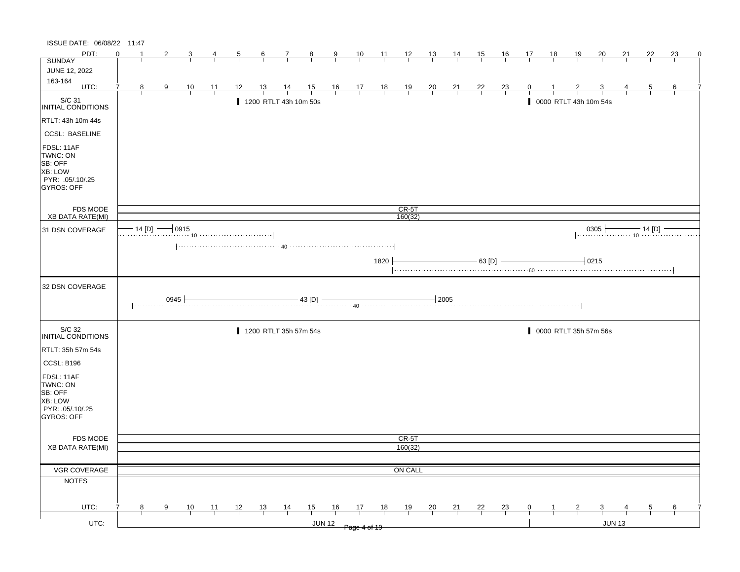ISSUE DATE: 06/08/22 11:47

**SUNDAY**
**JUNE 12, 2022**
**163-164**

PDT: 0 1 2 3 4 5 6 7 8 9 10 11 12 13 14 15 16 17 18 19 20 21 22 23 0

UTC: 7 8 9 10 11 12 13 14 15 16 17 18 19 20 21 22 23 0 1 2 3 4 5 6 7

## S/C 31 INITIAL CONDITIONS

- RTLT: 43h 10m 44s
- CCSL: BASELINE
- FDSL: 11AF
- TWNC: ON
- SB: OFF
- XB: LOW
- PYR: .05/.10/.25
- GYROS: OFF

Events:
- 1200 RTLT 43h 10m 50s
- 0000 RTLT 43h 10m 54s

| | |
|---|---|
| FDS MODE | CR-5T |
| XB DATA RATE(MI) | 160(32) |

**31 DSN COVERAGE**

- 14 [D] — 0915 (10)
- (40)
- 1820 — 63 [D] — 0215 (60)
- 0305 — 14 [D] (10)

**32 DSN COVERAGE**

- 0945 — 43 [D] — 2005 (40)

## S/C 32 INITIAL CONDITIONS

- RTLT: 35h 57m 54s
- CCSL: B196
- FDSL: 11AF
- TWNC: ON
- SB: OFF
- XB: LOW
- PYR: .05/.10/.25
- GYROS: OFF

Events:
- 1200 RTLT 35h 57m 54s
- 0000 RTLT 35h 57m 56s

| | |
|---|---|
| FDS MODE | CR-5T |
| XB DATA RATE(MI) | 160(32) |

| | |
|---|---|
| VGR COVERAGE | ON CALL |
| NOTES | |

UTC: 7 8 9 10 11 12 13 14 15 16 17 18 19 20 21 22 23 0 1 2 3 4 5 6 7

UTC: JUN 12 | JUN 13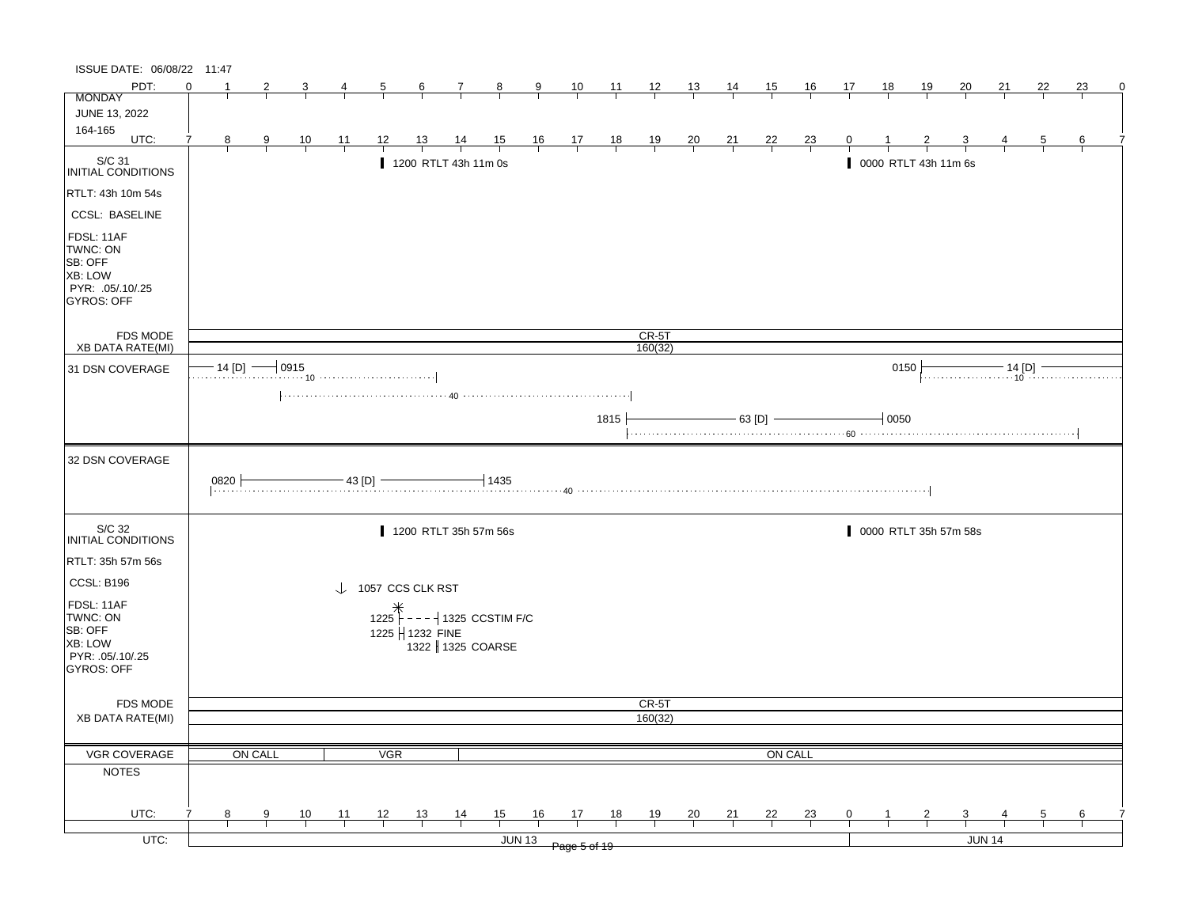ISSUE DATE: 06/08/22 11:47

**MONDAY**
JUNE 13, 2022
164-165

PDT: 0 1 2 3 4 5 6 7 8 9 10 11 12 13 14 15 16 17 18 19 20 21 22 23 0
UTC: 7 8 9 10 11 12 13 14 15 16 17 18 19 20 21 22 23 0 1 2 3 4 5 6 7

## S/C 31 INITIAL CONDITIONS

- RTLT: 43h 10m 54s
- CCSL: BASELINE
- FDSL: 11AF
- TWNC: ON
- SB: OFF
- XB: LOW
- PYR: .05/.10/.25
- GYROS: OFF

Events:
- 1200 RTLT 43h 11m 0s
- 0000 RTLT 43h 11m 6s

FDS MODE: CR-5T
XB DATA RATE(MI): 160(32)

**31 DSN COVERAGE**
- 14 [D] — 0915 (10)
- 40
- 1815 — 63 [D] — 0050 (60)
- 0150 — 14 [D] (10)

**32 DSN COVERAGE**
- 0820 — 43 [D] — 1435 (40)

## S/C 32 INITIAL CONDITIONS

- RTLT: 35h 57m 56s
- CCSL: B196
- FDSL: 11AF
- TWNC: ON
- SB: OFF
- XB: LOW
- PYR: .05/.10/.25
- GYROS: OFF

Events:
- 1200 RTLT 35h 57m 56s
- 0000 RTLT 35h 57m 58s
- 1057 CCS CLK RST
- 1225 — 1325 CCSTIM F/C
- 1225 — 1232 FINE
- 1322 — 1325 COARSE

FDS MODE: CR-5T
XB DATA RATE(MI): 160(32)

**VGR COVERAGE**: ON CALL | VGR | ON CALL

**NOTES**

UTC: JUN 13 | JUN 14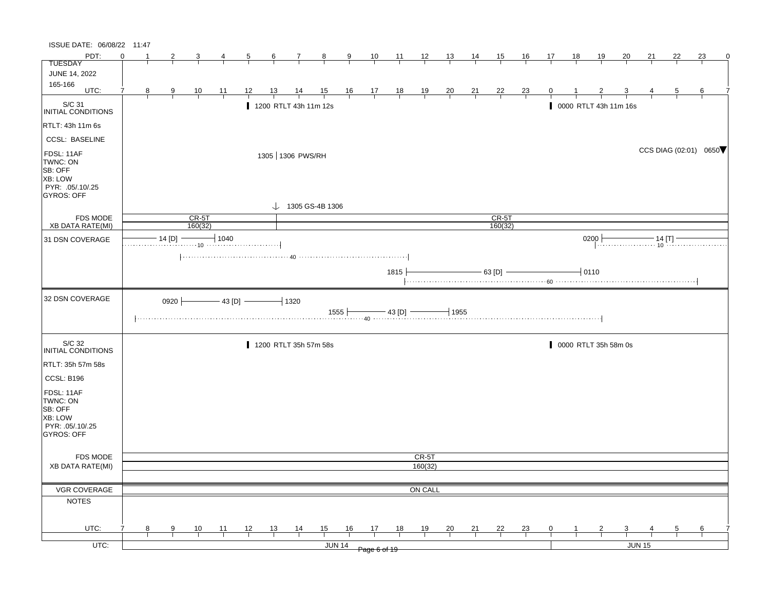ISSUE DATE: 06/08/22 11:47

**TUESDAY**
**JUNE 14, 2022**
**165-166**

| PDT: | 0 | 1 | 2 | 3 | 4 | 5 | 6 | 7 | 8 | 9 | 10 | 11 | 12 | 13 | 14 | 15 | 16 | 17 | 18 | 19 | 20 | 21 | 22 | 23 | 0 |
|---|---|---|---|---|---|---|---|---|---|---|---|---|---|---|---|---|---|---|---|---|---|---|---|---|---|
| UTC: | 7 | 8 | 9 | 10 | 11 | 12 | 13 | 14 | 15 | 16 | 17 | 18 | 19 | 20 | 21 | 22 | 23 | 0 | 1 | 2 | 3 | 4 | 5 | 6 | 7 |

## S/C 31 INITIAL CONDITIONS

- RTLT: 43h 11m 6s
- CCSL: BASELINE
- FDSL: 11AF
- TWNC: ON
- SB: OFF
- XB: LOW
- PYR: .05/.10/.25
- GYROS: OFF

Events:
- 1200 RTLT 43h 11m 12s
- 0000 RTLT 43h 11m 16s
- 1305 | 1306 PWS/RH
- CCS DIAG (02:01) 0650
- 1305 GS-4B 1306

FDS MODE: CR-5T | CR-5T
XB DATA RATE(MI): 160(32) | 160(32)

**31 DSN COVERAGE**
- 14 [D] — 1040 (10)
- 40
- 1815 — 63 [D] — 0110 (60)
- 0200 — 14 [T] (10)

**32 DSN COVERAGE**
- 0920 — 43 [D] — 1320
- 1555 — 43 [D] — 1955
- 40

## S/C 32 INITIAL CONDITIONS

- RTLT: 35h 57m 58s
- CCSL: B196
- FDSL: 11AF
- TWNC: ON
- SB: OFF
- XB: LOW
- PYR: .05/.10/.25
- GYROS: OFF

Events:
- 1200 RTLT 35h 57m 58s
- 0000 RTLT 35h 58m 0s

FDS MODE: CR-5T
XB DATA RATE(MI): 160(32)

VGR COVERAGE: ON CALL

NOTES

UTC: JUN 14 | JUN 15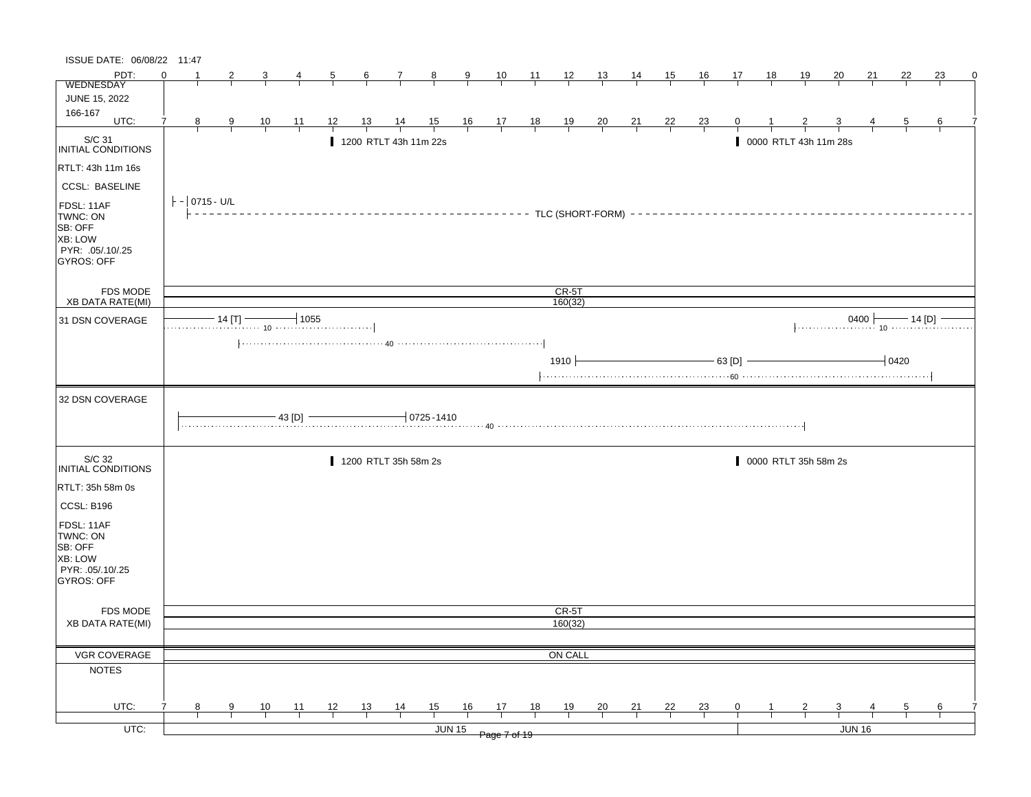ISSUE DATE: 06/08/22 11:47

| PDT: | 0 | 1 | 2 | 3 | 4 | 5 | 6 | 7 | 8 | 9 | 10 | 11 | 12 | 13 | 14 | 15 | 16 | 17 | 18 | 19 | 20 | 21 | 22 | 23 | 0 |
|---|---|---|---|---|---|---|---|---|---|---|---|---|---|---|---|---|---|---|---|---|---|---|---|---|---|
| WEDNESDAY JUNE 15, 2022 166-167 UTC: | 7 | 8 | 9 | 10 | 11 | 12 | 13 | 14 | 15 | 16 | 17 | 18 | 19 | 20 | 21 | 22 | 23 | 0 | 1 | 2 | 3 | 4 | 5 | 6 | 7 |

**S/C 31 INITIAL CONDITIONS**

- RTLT: 43h 11m 16s
- CCSL: BASELINE
- FDSL: 11AF
- TWNC: ON
- SB: OFF
- XB: LOW
- PYR: .05/.10/.25
- GYROS: OFF

Events:
- 1200 RTLT 43h 11m 22s
- 0000 RTLT 43h 11m 28s
- 0715 - U/L
- TLC (SHORT-FORM)

FDS MODE: CR-5T

XB DATA RATE(MI): 160(32)

**31 DSN COVERAGE**

- 14 [T] — 1055 (10)
- 40
- 1910 — 63 [D] — 0420 (60)
- 0400 — 14 [D] (10)

**32 DSN COVERAGE**

- 43 [D] — 0725-1410 (40)

**S/C 32 INITIAL CONDITIONS**

- RTLT: 35h 58m 0s
- CCSL: B196
- FDSL: 11AF
- TWNC: ON
- SB: OFF
- XB: LOW
- PYR: .05/.10/.25
- GYROS: OFF

Events:
- 1200 RTLT 35h 58m 2s
- 0000 RTLT 35h 58m 2s

FDS MODE: CR-5T

XB DATA RATE(MI): 160(32)

VGR COVERAGE: ON CALL

NOTES

| UTC: | 7 | 8 | 9 | 10 | 11 | 12 | 13 | 14 | 15 | 16 | 17 | 18 | 19 | 20 | 21 | 22 | 23 | 0 | 1 | 2 | 3 | 4 | 5 | 6 | 7 |
|---|---|---|---|---|---|---|---|---|---|---|---|---|---|---|---|---|---|---|---|---|---|---|---|---|---|

UTC: JUN 15 | JUN 16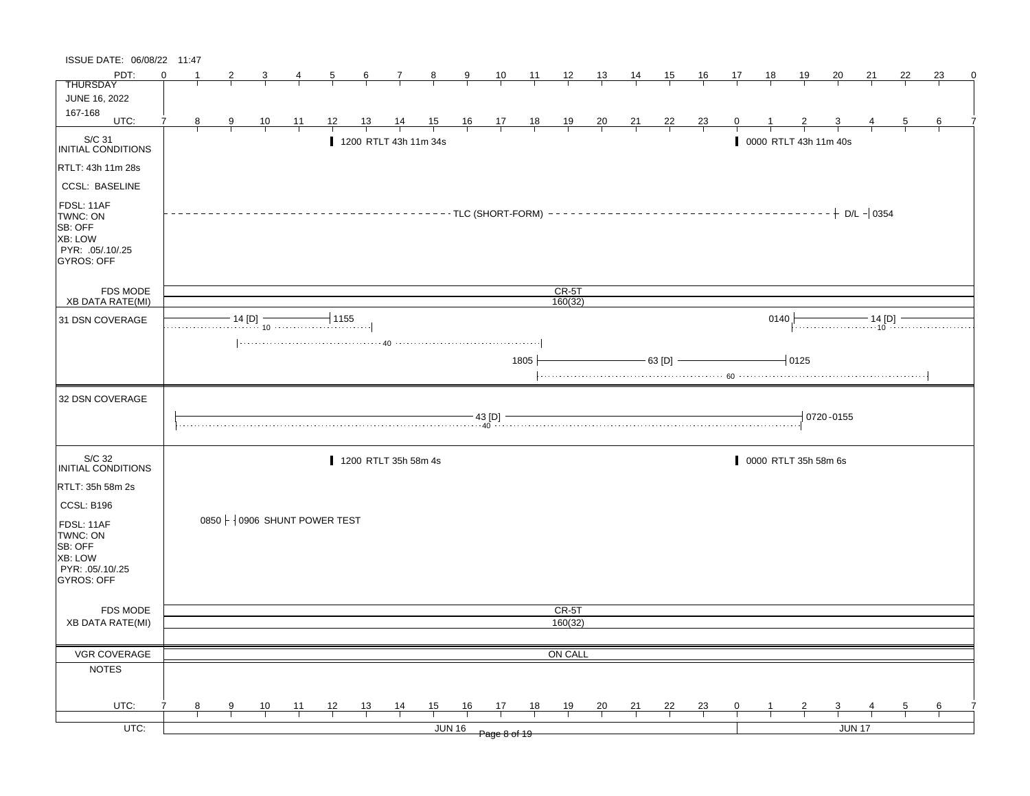ISSUE DATE: 06/08/22 11:47

| PDT: | 0 | 1 | 2 | 3 | 4 | 5 | 6 | 7 | 8 | 9 | 10 | 11 | 12 | 13 | 14 | 15 | 16 | 17 | 18 | 19 | 20 | 21 | 22 | 23 | 0 |
|---|---|---|---|---|---|---|---|---|---|---|---|---|---|---|---|---|---|---|---|---|---|---|---|---|---|
| **THURSDAY** | | | | | | | | | | | | | | | | | | | | | | | | | |
| JUNE 16, 2022 | | | | | | | | | | | | | | | | | | | | | | | | | |
| 167-168 | | | | | | | | | | | | | | | | | | | | | | | | | |
| UTC: | 7 | 8 | 9 | 10 | 11 | 12 | 13 | 14 | 15 | 16 | 17 | 18 | 19 | 20 | 21 | 22 | 23 | 0 | 1 | 2 | 3 | 4 | 5 | 6 | 7 |

## S/C 31 INITIAL CONDITIONS

- RTLT: 43h 11m 28s
- CCSL: BASELINE
- FDSL: 11AF
- TWNC: ON
- SB: OFF
- XB: LOW
- PYR: .05/.10/.25
- GYROS: OFF

Events:
- 1200 RTLT 43h 11m 34s
- 0000 RTLT 43h 11m 40s
- TLC (SHORT-FORM) — D/L — 0354

| FDS MODE | CR-5T |
|---|---|
| XB DATA RATE(MI) | 160(32) |

**31 DSN COVERAGE**

- 14 [D] — 1155 (10)
- 40 (0850–1815)
- 1805 — 63 [D] — 0125 (60)
- 0140 — 14 [D] (10)

**32 DSN COVERAGE**

- 43 [D] (40) — 0720-0155

## S/C 32 INITIAL CONDITIONS

- RTLT: 35h 58m 2s
- CCSL: B196
- FDSL: 11AF
- TWNC: ON
- SB: OFF
- XB: LOW
- PYR: .05/.10/.25
- GYROS: OFF

Events:
- 1200 RTLT 35h 58m 4s
- 0000 RTLT 35h 58m 6s
- 0850 — 0906 SHUNT POWER TEST

| FDS MODE | CR-5T |
|---|---|
| XB DATA RATE(MI) | 160(32) |

| VGR COVERAGE | ON CALL |
|---|---|
| NOTES | |

| UTC: | 7 | 8 | 9 | 10 | 11 | 12 | 13 | 14 | 15 | 16 | 17 | 18 | 19 | 20 | 21 | 22 | 23 | 0 | 1 | 2 | 3 | 4 | 5 | 6 | 7 |
|---|---|---|---|---|---|---|---|---|---|---|---|---|---|---|---|---|---|---|---|---|---|---|---|---|---|

UTC: JUN 16 | JUN 17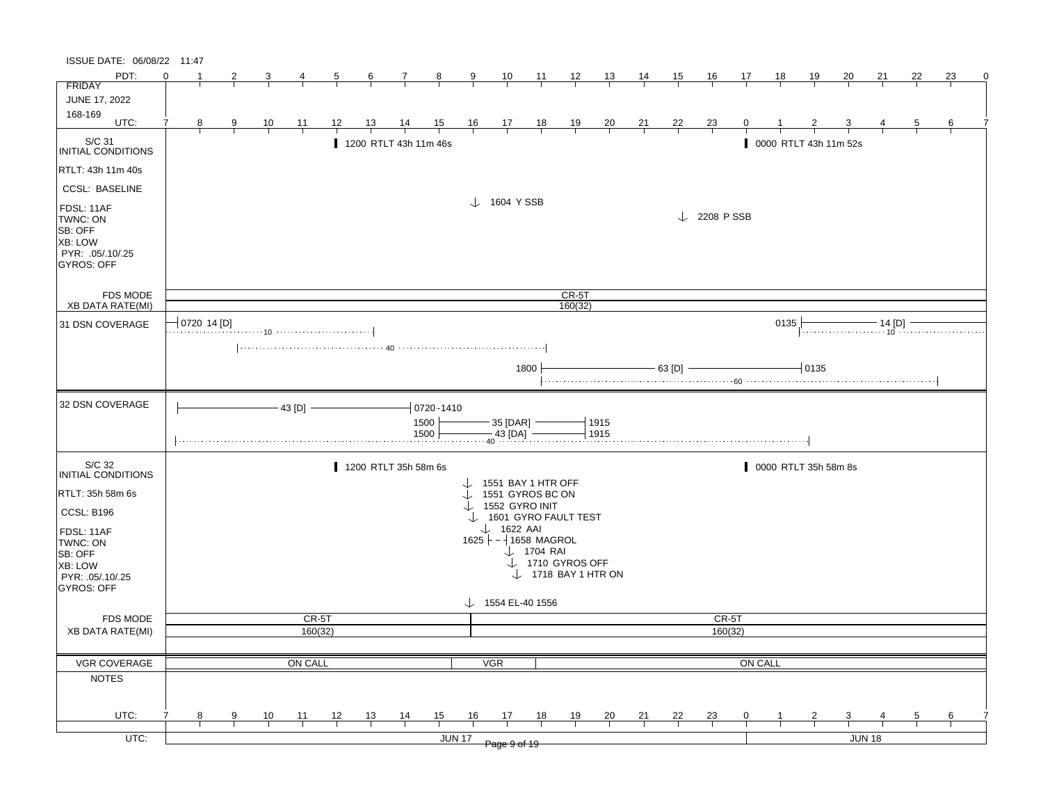ISSUE DATE: 06/08/22 11:47

**FRIDAY**
**JUNE 17, 2022**
**168-169**

| PDT: | 0 | 1 | 2 | 3 | 4 | 5 | 6 | 7 | 8 | 9 | 10 | 11 | 12 | 13 | 14 | 15 | 16 | 17 | 18 | 19 | 20 | 21 | 22 | 23 | 0 |
|---|---|---|---|---|---|---|---|---|---|---|---|---|---|---|---|---|---|---|---|---|---|---|---|---|---|
| UTC: | 7 | 8 | 9 | 10 | 11 | 12 | 13 | 14 | 15 | 16 | 17 | 18 | 19 | 20 | 21 | 22 | 23 | 0 | 1 | 2 | 3 | 4 | 5 | 6 | 7 |

## S/C 31 INITIAL CONDITIONS

- RTLT: 43h 11m 40s
- CCSL: BASELINE
- FDSL: 11AF
- TWNC: ON
- SB: OFF
- XB: LOW
- PYR: .05/.10/.25
- GYROS: OFF

Events (UTC):
- 1200 RTLT 43h 11m 46s
- 0000 RTLT 43h 11m 52s
- 1604 Y SSB
- 2208 P SSB

FDS MODE: CR-5T
XB DATA RATE(MI): 160(32)

## 31 DSN COVERAGE

- 0720 14 [D] (10)
- 40
- 0135 — 14 [D] (10)
- 1800 — 63 [D] — 0135 (60)

## 32 DSN COVERAGE

- 43 [D] — 0720-1410
- 1500 — 35 [DAR] — 1915
- 1500 — 43 [DA] — 1915
- 40

## S/C 32 INITIAL CONDITIONS

- RTLT: 35h 58m 6s
- CCSL: B196
- FDSL: 11AF
- TWNC: ON
- SB: OFF
- XB: LOW
- PYR: .05/.10/.25
- GYROS: OFF

Events (UTC):
- 1200 RTLT 35h 58m 6s
- 0000 RTLT 35h 58m 8s
- 1551 BAY 1 HTR OFF
- 1551 GYROS BC ON
- 1552 GYRO INIT
- 1601 GYRO FAULT TEST
- 1622 AAI
- 1625 - - 1658 MAGROL
- 1704 RAI
- 1710 GYROS OFF
- 1718 BAY 1 HTR ON
- 1554 EL-40 1556

FDS MODE: CR-5T | CR-5T
XB DATA RATE(MI): 160(32) | 160(32)

## VGR COVERAGE

ON CALL | VGR | ON CALL

## NOTES

UTC: JUN 17 | JUN 18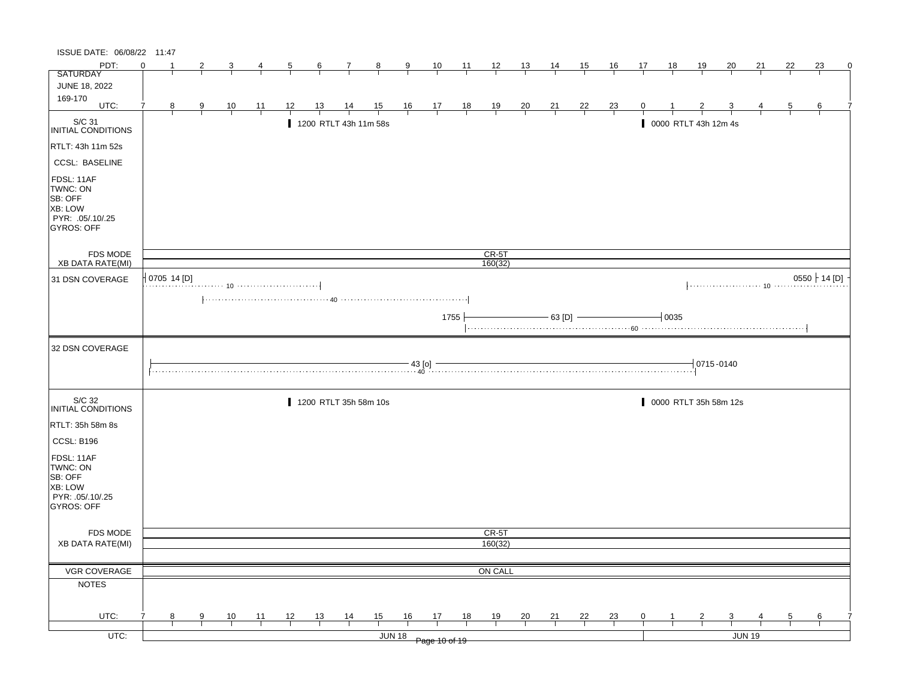ISSUE DATE: 06/08/22 11:47

| PDT: | 0 | 1 | 2 | 3 | 4 | 5 | 6 | 7 | 8 | 9 | 10 | 11 | 12 | 13 | 14 | 15 | 16 | 17 | 18 | 19 | 20 | 21 | 22 | 23 | 0 |
|---|---|---|---|---|---|---|---|---|---|---|---|---|---|---|---|---|---|---|---|---|---|---|---|---|---|
| SATURDAY JUNE 18, 2022 169-170 | | | | | | | | | | | | | | | | | | | | | | | | | |
| UTC: | 7 | 8 | 9 | 10 | 11 | 12 | 13 | 14 | 15 | 16 | 17 | 18 | 19 | 20 | 21 | 22 | 23 | 0 | 1 | 2 | 3 | 4 | 5 | 6 | 7 |

**S/C 31 INITIAL CONDITIONS**

- RTLT: 43h 11m 52s
- CCSL: BASELINE
- FDSL: 11AF
- TWNC: ON
- SB: OFF
- XB: LOW
- PYR: .05/.10/.25
- GYROS: OFF

Events:
- 1200 RTLT 43h 11m 58s
- 0000 RTLT 43h 12m 4s

FDS MODE: CR-5T

XB DATA RATE(MI): 160(32)

**31 DSN COVERAGE**

- 0705 14 [D] (10)
- 40
- 1755 — 63 [D] — 0035 (60)
- 10 — 0550 14 [D]

**32 DSN COVERAGE**

- 43 [o] (40) — 0715-0140

**S/C 32 INITIAL CONDITIONS**

- RTLT: 35h 58m 8s
- CCSL: B196
- FDSL: 11AF
- TWNC: ON
- SB: OFF
- XB: LOW
- PYR: .05/.10/.25
- GYROS: OFF

Events:
- 1200 RTLT 35h 58m 10s
- 0000 RTLT 35h 58m 12s

FDS MODE: CR-5T

XB DATA RATE(MI): 160(32)

VGR COVERAGE: ON CALL

NOTES

| UTC: | 7 | 8 | 9 | 10 | 11 | 12 | 13 | 14 | 15 | 16 | 17 | 18 | 19 | 20 | 21 | 22 | 23 | 0 | 1 | 2 | 3 | 4 | 5 | 6 | 7 |
|---|---|---|---|---|---|---|---|---|---|---|---|---|---|---|---|---|---|---|---|---|---|---|---|---|---|
| UTC: | JUN 18 | | | | | | | | | | | | | | | | | JUN 19 | | | | | | | |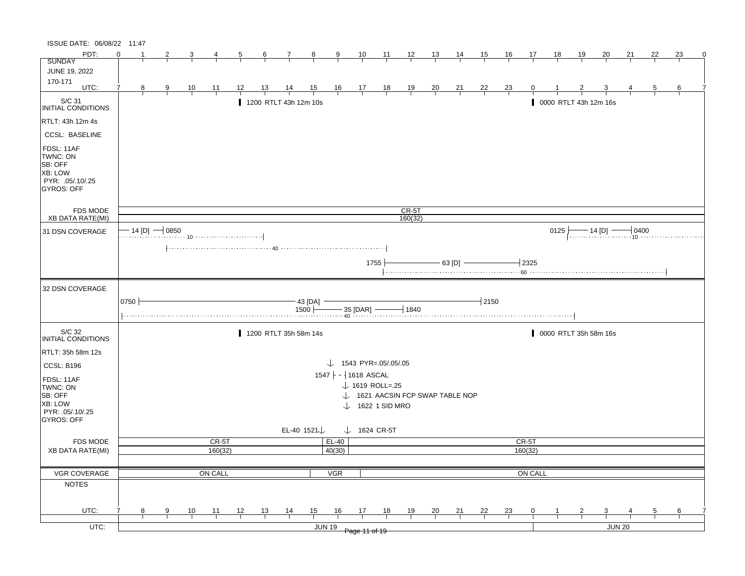ISSUE DATE: 06/08/22 11:47

**SUNDAY**
**JUNE 19, 2022**
**170-171**

PDT: 0 1 2 3 4 5 6 7 8 9 10 11 12 13 14 15 16 17 18 19 20 21 22 23 0
UTC: 7 8 9 10 11 12 13 14 15 16 17 18 19 20 21 22 23 0 1 2 3 4 5 6 7

## S/C 31 INITIAL CONDITIONS

- RTLT: 43h 12m 4s
- CCSL: BASELINE
- FDSL: 11AF
- TWNC: ON
- SB: OFF
- XB: LOW
- PYR: .05/.10/.25
- GYROS: OFF

Events:
- 1200 RTLT 43h 12m 10s
- 0000 RTLT 43h 12m 16s

| FDS MODE | CR-5T |
|---|---|
| XB DATA RATE(MI) | 160(32) |

## 31 DSN COVERAGE

- 14 [D] — 0850 (10)
- 40
- 1755 — 63 [D] — 2325 (60)
- 0125 — 14 [D] — 0400 (10)

## 32 DSN COVERAGE

- 0750 — 43 [DA] — 2150
- 1500 — 35 [DAR] — 1840 (40)

## S/C 32 INITIAL CONDITIONS

- RTLT: 35h 58m 12s
- CCSL: B196
- FDSL: 11AF
- TWNC: ON
- SB: OFF
- XB: LOW
- PYR: .05/.10/.25
- GYROS: OFF

Events:
- 1200 RTLT 35h 58m 14s
- 1521 EL-40
- 1543 PYR=.05/.05/.05
- 1547 - 1618 ASCAL
- 1619 ROLL=.25
- 1621 AACSIN FCP SWAP TABLE NOP
- 1622 1 SID MRO
- 1624 CR-5T
- 0000 RTLT 35h 58m 16s

| FDS MODE | CR-5T | EL-40 | CR-5T |
|---|---|---|---|
| XB DATA RATE(MI) | 160(32) | 40(30) | 160(32) |

| VGR COVERAGE | ON CALL | VGR | ON CALL |
|---|---|---|---|

## NOTES

UTC: JUN 19 | JUN 20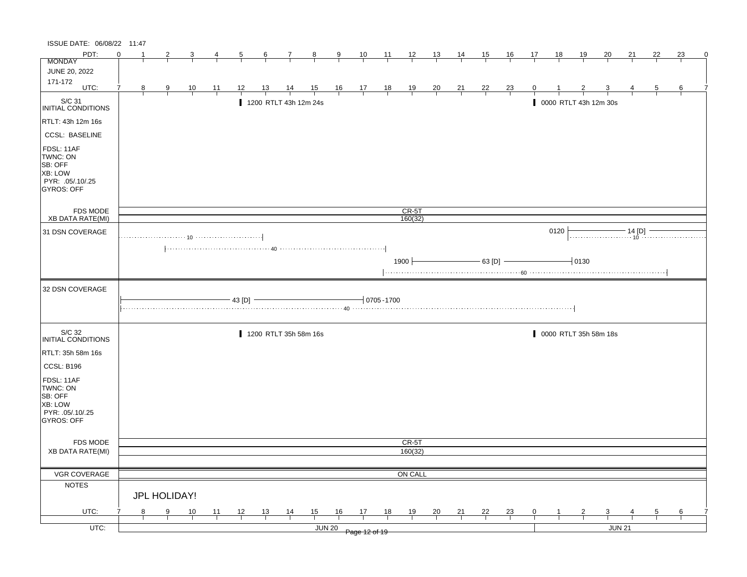ISSUE DATE: 06/08/22 11:47

**MONDAY**
JUNE 20, 2022
171-172

PDT: 0 1 2 3 4 5 6 7 8 9 10 11 12 13 14 15 16 17 18 19 20 21 22 23 0
UTC: 7 8 9 10 11 12 13 14 15 16 17 18 19 20 21 22 23 0 1 2 3 4 5 6 7

## S/C 31 INITIAL CONDITIONS

- RTLT: 43h 12m 16s
- CCSL: BASELINE
- FDSL: 11AF
- TWNC: ON
- SB: OFF
- XB: LOW
- PYR: .05/.10/.25
- GYROS: OFF

1200 RTLT 43h 12m 24s

0000 RTLT 43h 12m 30s

| FDS MODE | CR-5T |
|---|---|
| XB DATA RATE(MI) | 160(32) |

**31 DSN COVERAGE**

- 10 (UTC 7 – 13)
- 40 (UTC 9 – 18)
- 1900 — 63 [D] — 0130
- 60 (UTC 18 – 5)
- 0120 — 14 [D] —
- 10 (UTC 1 – 7)

**32 DSN COVERAGE**

- 43 [D] — 0705-1700
- 40 (UTC 7 – 1)

## S/C 32 INITIAL CONDITIONS

- RTLT: 35h 58m 16s
- CCSL: B196
- FDSL: 11AF
- TWNC: ON
- SB: OFF
- XB: LOW
- PYR: .05/.10/.25
- GYROS: OFF

1200 RTLT 35h 58m 16s

0000 RTLT 35h 58m 18s

| FDS MODE | CR-5T |
|---|---|
| XB DATA RATE(MI) | 160(32) |

| VGR COVERAGE | ON CALL |
|---|---|

**NOTES**

JPL HOLIDAY!

UTC: JUN 20 | JUN 21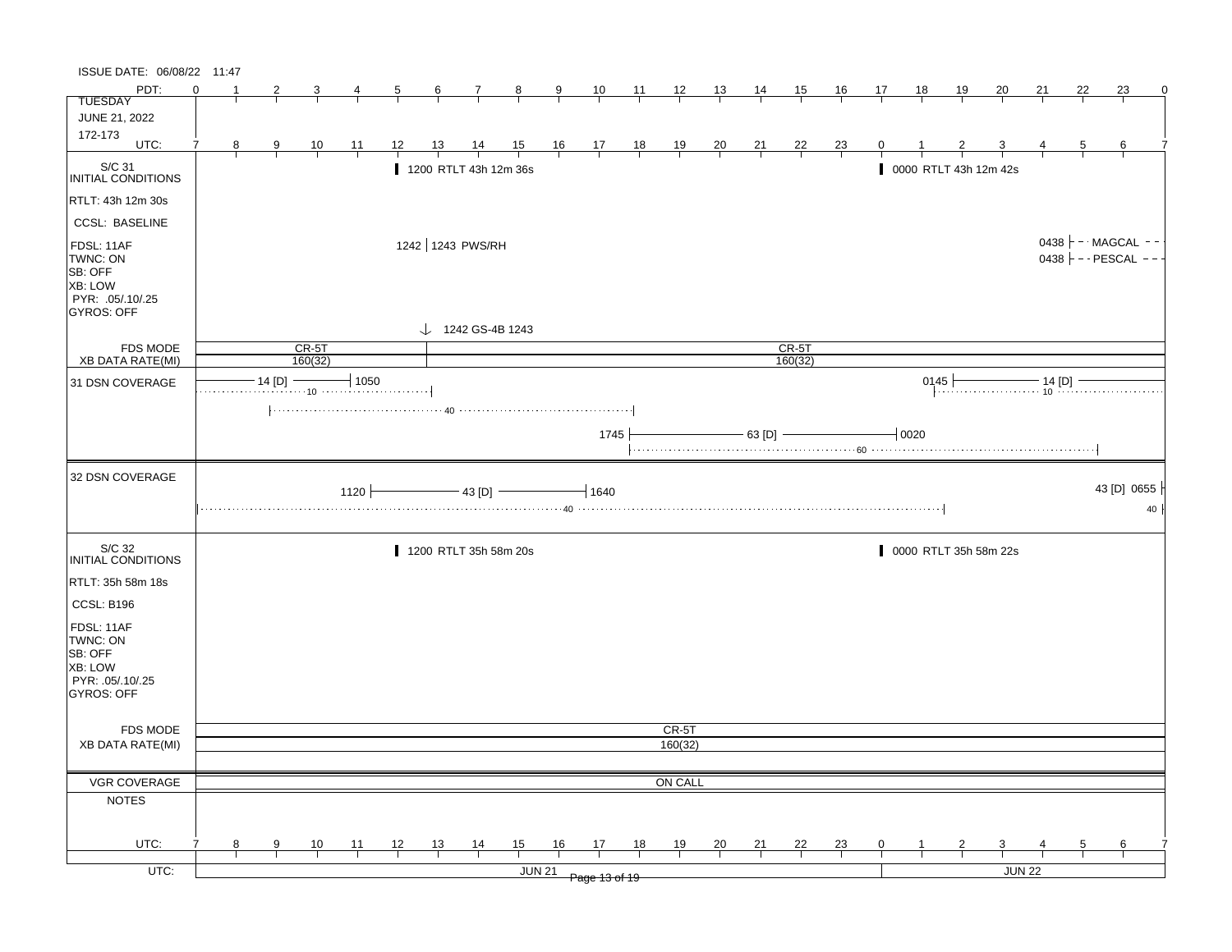ISSUE DATE: 06/08/22 11:47

TUESDAY
JUNE 21, 2022
172-173

| PDT | 0 | 1 | 2 | 3 | 4 | 5 | 6 | 7 | 8 | 9 | 10 | 11 | 12 | 13 | 14 | 15 | 16 | 17 | 18 | 19 | 20 | 21 | 22 | 23 | 0 |
|---|---|---|---|---|---|---|---|---|---|---|---|---|---|---|---|---|---|---|---|---|---|---|---|---|---|
| UTC | 7 | 8 | 9 | 10 | 11 | 12 | 13 | 14 | 15 | 16 | 17 | 18 | 19 | 20 | 21 | 22 | 23 | 0 | 1 | 2 | 3 | 4 | 5 | 6 | 7 |

## S/C 31 INITIAL CONDITIONS

RTLT: 43h 12m 30s
CCSL: BASELINE
FDSL: 11AF
TWNC: ON
SB: OFF
XB: LOW
PYR: .05/.10/.25
GYROS: OFF

- 1200 RTLT 43h 12m 36s
- 0000 RTLT 43h 12m 42s
- 1242 | 1243 PWS/RH
- 0438 MAGCAL
- 0438 PESCAL
- 1242 GS-4B 1243

FDS MODE: CR-5T | CR-5T
XB DATA RATE(MI): 160(32) | 160(32)

## 31 DSN COVERAGE

- 14 [D] — 1050 (10)
- 40
- 1745 — 63 [D] — 0020 (60)
- 0145 — 14 [D] (10)

## 32 DSN COVERAGE

- 1120 — 43 [D] — 1640 (40)
- 43 [D] 0655 (40)

## S/C 32 INITIAL CONDITIONS

RTLT: 35h 58m 18s
CCSL: B196
FDSL: 11AF
TWNC: ON
SB: OFF
XB: LOW
PYR: .05/.10/.25
GYROS: OFF

- 1200 RTLT 35h 58m 20s
- 0000 RTLT 35h 58m 22s

FDS MODE: CR-5T
XB DATA RATE(MI): 160(32)

VGR COVERAGE: ON CALL

NOTES

UTC: JUN 21 | JUN 22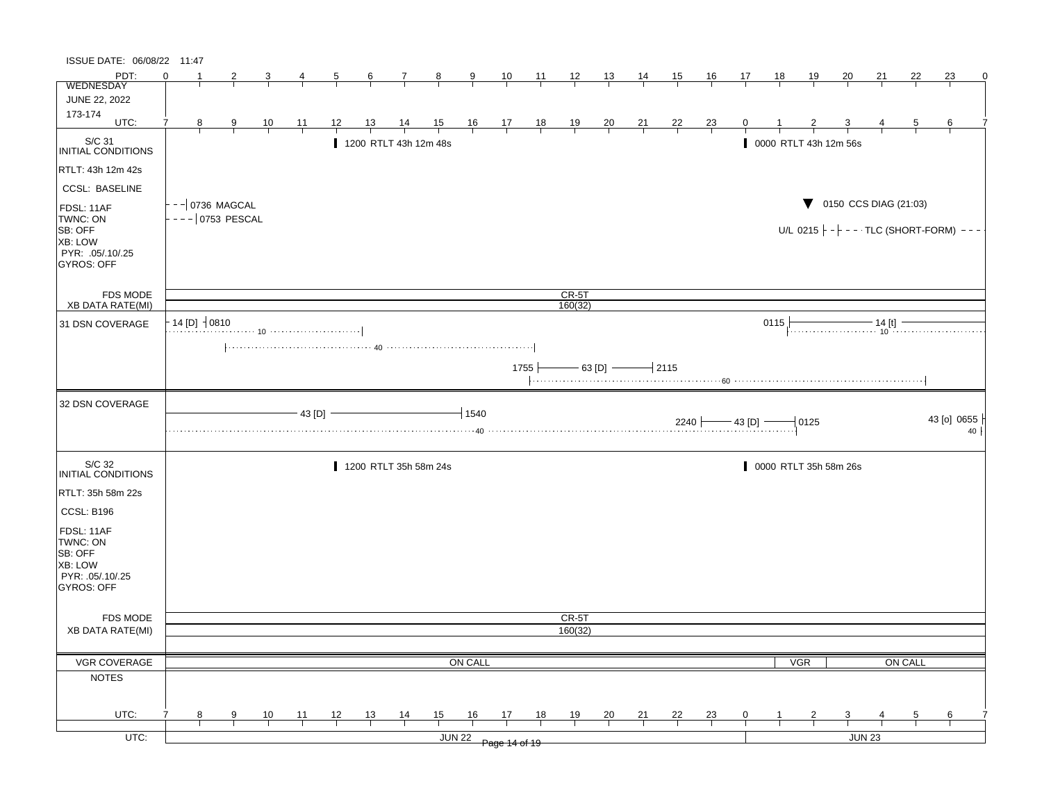ISSUE DATE: 06/08/22 11:47

**WEDNESDAY**
**JUNE 22, 2022**
**173-174**

| PDT: | 0 | 1 | 2 | 3 | 4 | 5 | 6 | 7 | 8 | 9 | 10 | 11 | 12 | 13 | 14 | 15 | 16 | 17 | 18 | 19 | 20 | 21 | 22 | 23 | 0 |
|---|---|---|---|---|---|---|---|---|---|---|---|---|---|---|---|---|---|---|---|---|---|---|---|---|---|
| UTC: | 7 | 8 | 9 | 10 | 11 | 12 | 13 | 14 | 15 | 16 | 17 | 18 | 19 | 20 | 21 | 22 | 23 | 0 | 1 | 2 | 3 | 4 | 5 | 6 | 7 |

## S/C 31 INITIAL CONDITIONS

- RTLT: 43h 12m 42s
- CCSL: BASELINE
- FDSL: 11AF
- TWNC: ON
- SB: OFF
- XB: LOW
- PYR: .05/.10/.25
- GYROS: OFF

Events:
- 0736 MAGCAL
- 0753 PESCAL
- 1200 RTLT 43h 12m 48s
- 0000 RTLT 43h 12m 56s
- 0150 CCS DIAG (21:03)
- U/L 0215 TLC (SHORT-FORM)

FDS MODE: CR-5T
XB DATA RATE(MI): 160(32)

## 31 DSN COVERAGE

- 14 [D] – 0810 (10)
- 40
- 1755 – 63 [D] – 2115
- 60
- 0115 – 14 [t] (10)

## 32 DSN COVERAGE

- 43 [D] – 1540 (40)
- 2240 – 43 [D] – 0125
- 43 [o] 0655 (40)

## S/C 32 INITIAL CONDITIONS

- RTLT: 35h 58m 22s
- CCSL: B196
- FDSL: 11AF
- TWNC: ON
- SB: OFF
- XB: LOW
- PYR: .05/.10/.25
- GYROS: OFF

Events:
- 1200 RTLT 35h 58m 24s
- 0000 RTLT 35h 58m 26s

FDS MODE: CR-5T
XB DATA RATE(MI): 160(32)

## VGR COVERAGE

ON CALL | VGR | ON CALL

## NOTES

UTC: JUN 22 | JUN 23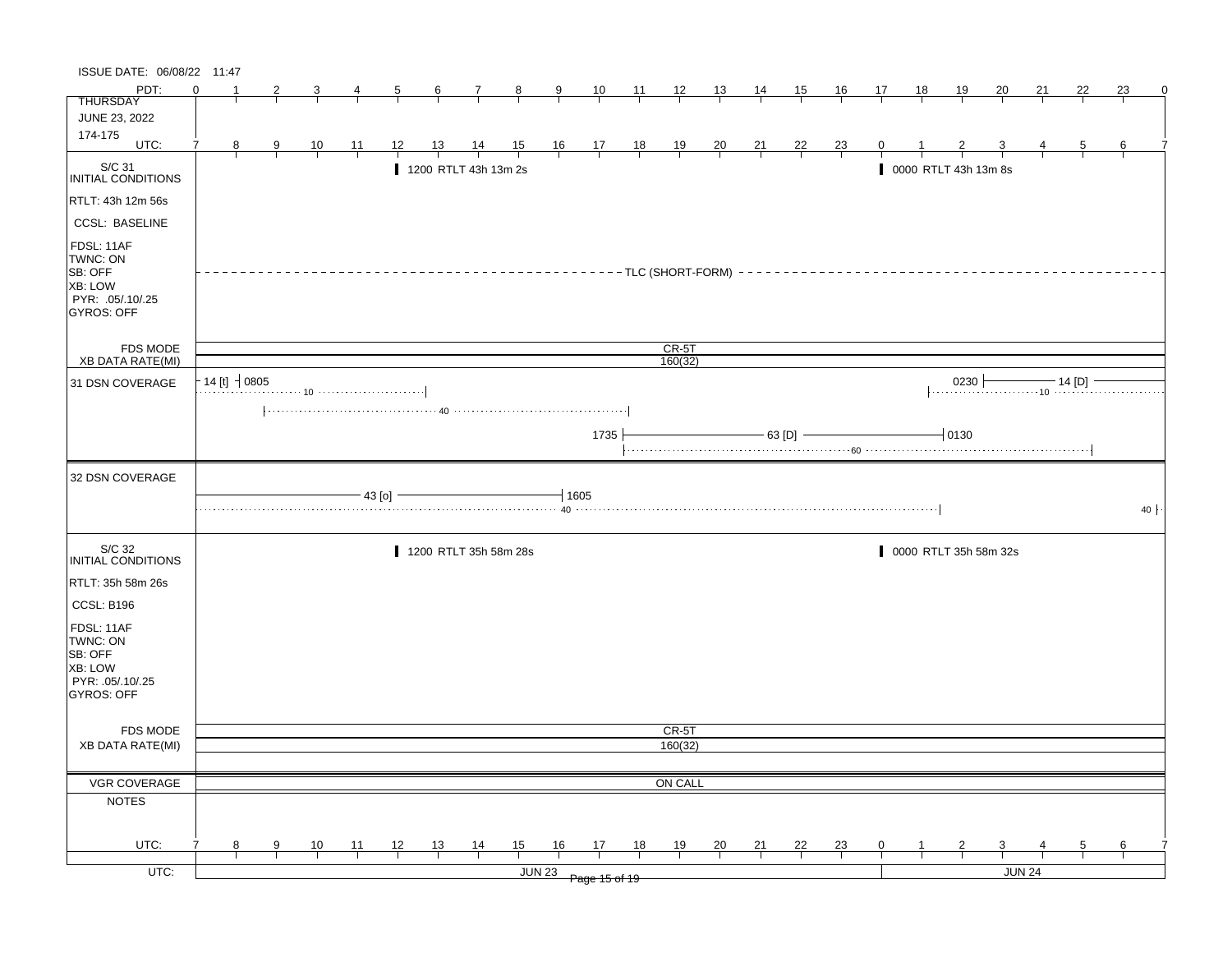ISSUE DATE: 06/08/22 11:47

| PDT: | 0 | 1 | 2 | 3 | 4 | 5 | 6 | 7 | 8 | 9 | 10 | 11 | 12 | 13 | 14 | 15 | 16 | 17 | 18 | 19 | 20 | 21 | 22 | 23 | 0 |
|---|---|---|---|---|---|---|---|---|---|---|---|---|---|---|---|---|---|---|---|---|---|---|---|---|---|
| THURSDAY JUNE 23, 2022 174-175 UTC: | 7 | 8 | 9 | 10 | 11 | 12 | 13 | 14 | 15 | 16 | 17 | 18 | 19 | 20 | 21 | 22 | 23 | 0 | 1 | 2 | 3 | 4 | 5 | 6 | 7 |

**S/C 31 INITIAL CONDITIONS**

- RTLT: 43h 12m 56s
- CCSL: BASELINE
- FDSL: 11AF
- TWNC: ON
- SB: OFF
- XB: LOW
- PYR: .05/.10/.25
- GYROS: OFF

Events:
- 1200 RTLT 43h 13m 2s
- 0000 RTLT 43h 13m 8s
- TLC (SHORT-FORM) (entire day)

FDS MODE: CR-5T

XB DATA RATE(MI): 160(32)

**31 DSN COVERAGE**

- 14 [t] – 0805; 10
- 40 (approx. 0900 – 1800)
- 1735 – 63 [D] – 0130; 60
- 0230 – 14 [D]; 10

**32 DSN COVERAGE**

- 43 [o] – 1605; 40
- 40

**S/C 32 INITIAL CONDITIONS**

- RTLT: 35h 58m 26s
- CCSL: B196
- FDSL: 11AF
- TWNC: ON
- SB: OFF
- XB: LOW
- PYR: .05/.10/.25
- GYROS: OFF

Events:
- 1200 RTLT 35h 58m 28s
- 0000 RTLT 35h 58m 32s

FDS MODE: CR-5T

XB DATA RATE(MI): 160(32)

VGR COVERAGE: ON CALL

NOTES

| UTC: | 7 | 8 | 9 | 10 | 11 | 12 | 13 | 14 | 15 | 16 | 17 | 18 | 19 | 20 | 21 | 22 | 23 | 0 | 1 | 2 | 3 | 4 | 5 | 6 | 7 |
|---|---|---|---|---|---|---|---|---|---|---|---|---|---|---|---|---|---|---|---|---|---|---|---|---|---|

UTC: JUN 23 | JUN 24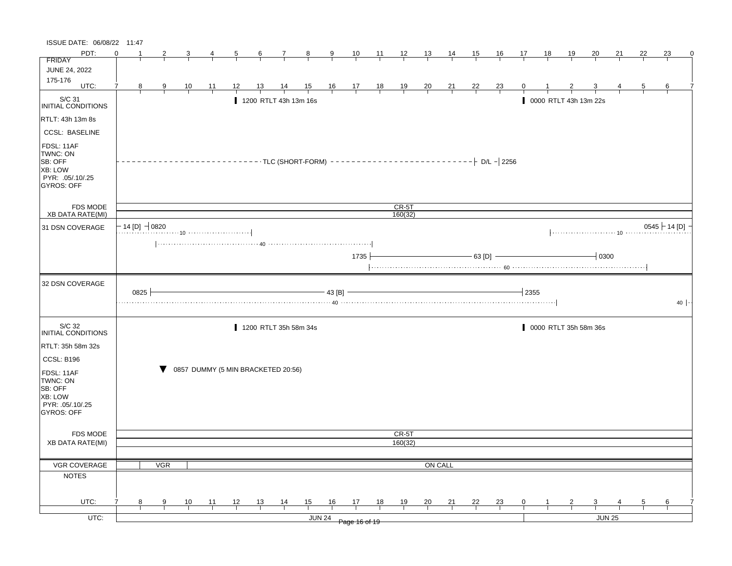ISSUE DATE: 06/08/22 11:47

| PDT: | 0 | 1 | 2 | 3 | 4 | 5 | 6 | 7 | 8 | 9 | 10 | 11 | 12 | 13 | 14 | 15 | 16 | 17 | 18 | 19 | 20 | 21 | 22 | 23 | 0 |
|---|---|---|---|---|---|---|---|---|---|---|---|---|---|---|---|---|---|---|---|---|---|---|---|---|---|
| FRIDAY JUNE 24, 2022 175-176 UTC: | 7 | 8 | 9 | 10 | 11 | 12 | 13 | 14 | 15 | 16 | 17 | 18 | 19 | 20 | 21 | 22 | 23 | 0 | 1 | 2 | 3 | 4 | 5 | 6 | 7 |

**S/C 31 INITIAL CONDITIONS**

RTLT: 43h 13m 8s

CCSL: BASELINE

FDSL: 11AF
TWNC: ON
SB: OFF
XB: LOW
PYR: .05/.10/.25
GYROS: OFF

- 1200 RTLT 43h 13m 16s
- 0000 RTLT 43h 13m 22s
- TLC (SHORT-FORM) — D/L — 2256

FDS MODE: CR-5T

XB DATA RATE(MI): 160(32)

**31 DSN COVERAGE**

- 14 [D] — 0820
- 10 (to ~12:30 UTC)
- 40 (~8:45 – 17:45 UTC)
- 1735 — 63 [D] — 0300
- 60 (~17:30 – 5:15 UTC)
- 10 (~1:15 UTC onward)
- 0545 — 14 [D]

**32 DSN COVERAGE**

- 0825 — 43 [B] — 2355
- 40 (to ~1:30 UTC)
- 40 (from ~6:50 UTC)

**S/C 32 INITIAL CONDITIONS**

RTLT: 35h 58m 32s

CCSL: B196

FDSL: 11AF
TWNC: ON
SB: OFF
XB: LOW
PYR: .05/.10/.25
GYROS: OFF

- 1200 RTLT 35h 58m 34s
- 0000 RTLT 35h 58m 36s
- 0857 DUMMY (5 MIN BRACKETED 20:56)

FDS MODE: CR-5T

XB DATA RATE(MI): 160(32)

VGR COVERAGE: VGR | ON CALL

NOTES

UTC: JUN 24 | JUN 25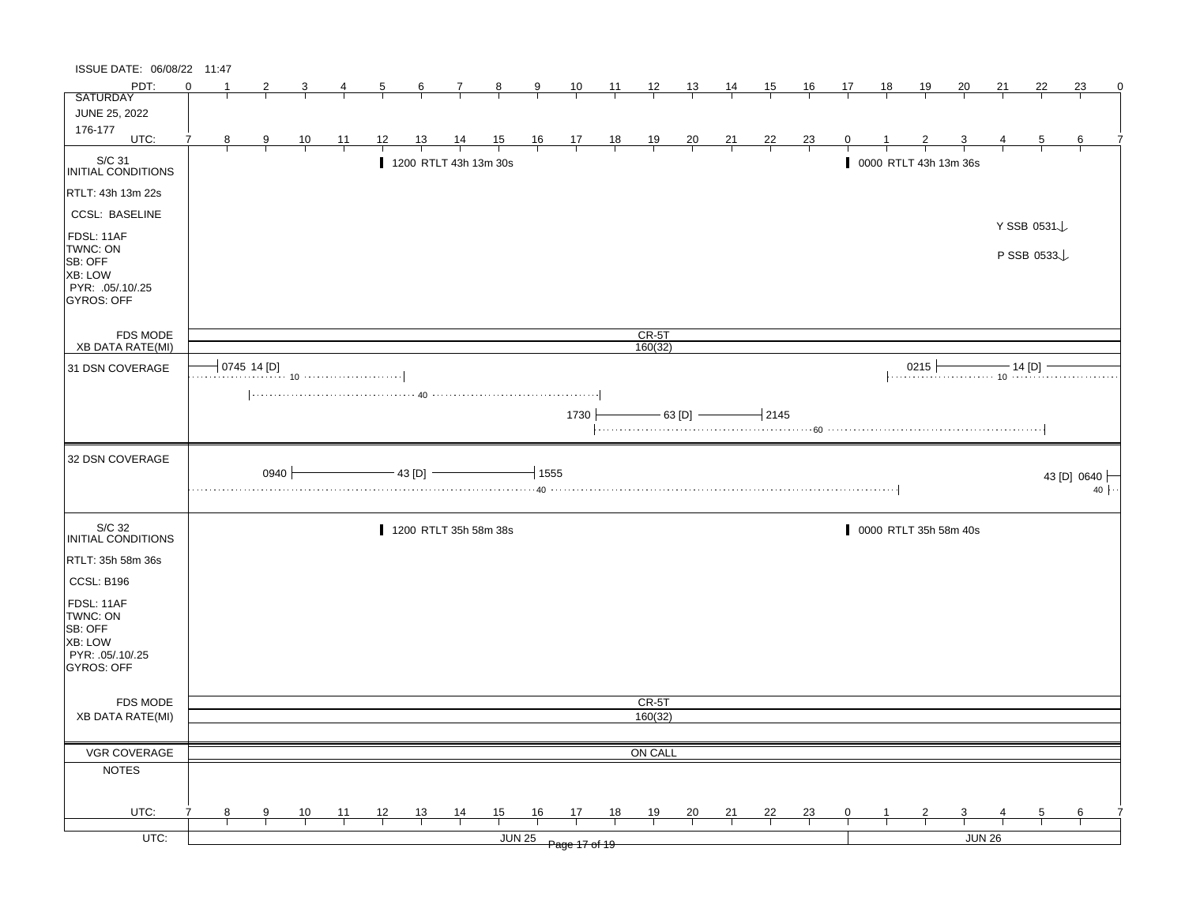ISSUE DATE: 06/08/22 11:47

**SATURDAY JUNE 25, 2022 176-177**

| PDT | 0 | 1 | 2 | 3 | 4 | 5 | 6 | 7 | 8 | 9 | 10 | 11 | 12 | 13 | 14 | 15 | 16 | 17 | 18 | 19 | 20 | 21 | 22 | 23 | 0 |
|---|---|---|---|---|---|---|---|---|---|---|---|---|---|---|---|---|---|---|---|---|---|---|---|---|---|
| UTC | 7 | 8 | 9 | 10 | 11 | 12 | 13 | 14 | 15 | 16 | 17 | 18 | 19 | 20 | 21 | 22 | 23 | 0 | 1 | 2 | 3 | 4 | 5 | 6 | 7 |

## S/C 31 INITIAL CONDITIONS

- RTLT: 43h 13m 22s
- CCSL: BASELINE
- FDSL: 11AF
- TWNC: ON
- SB: OFF
- XB: LOW
- PYR: .05/.10/.25
- GYROS: OFF

Events:
- 1200 RTLT 43h 13m 30s
- 0000 RTLT 43h 13m 36s
- Y SSB 0531
- P SSB 0533

FDS MODE: CR-5T

XB DATA RATE(MI): 160(32)

## 31 DSN COVERAGE

- 0745 14 [D] (10)
- 40 (approx. 0840–1800)
- 1730 — 63 [D] — 2145 (60)
- 0215 — 14 [D] (10)

## 32 DSN COVERAGE

- 0940 — 43 [D] — 1555 (40)
- 43 [D] 0640 (40)

## S/C 32 INITIAL CONDITIONS

- RTLT: 35h 58m 36s
- CCSL: B196
- FDSL: 11AF
- TWNC: ON
- SB: OFF
- XB: LOW
- PYR: .05/.10/.25
- GYROS: OFF

Events:
- 1200 RTLT 35h 58m 38s
- 0000 RTLT 35h 58m 40s

FDS MODE: CR-5T

XB DATA RATE(MI): 160(32)

VGR COVERAGE: ON CALL

NOTES

UTC: JUN 25 | JUN 26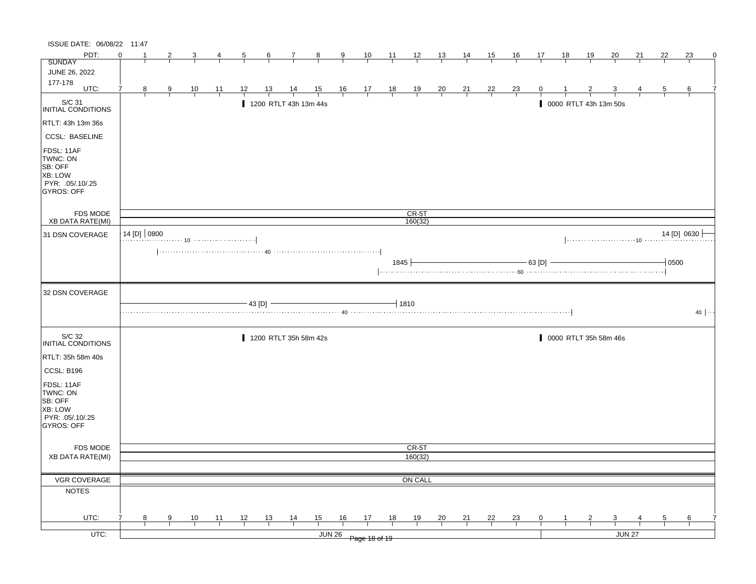ISSUE DATE: 06/08/22 11:47

| PDT: | 0 | 1 | 2 | 3 | 4 | 5 | 6 | 7 | 8 | 9 | 10 | 11 | 12 | 13 | 14 | 15 | 16 | 17 | 18 | 19 | 20 | 21 | 22 | 23 | 0 |
|---|---|---|---|---|---|---|---|---|---|---|---|---|---|---|---|---|---|---|---|---|---|---|---|---|---|
| SUNDAY<br>JUNE 26, 2022<br>177-178 | | | | | | | | | | | | | | | | | | | | | | | | | |
| UTC: | 7 | 8 | 9 | 10 | 11 | 12 | 13 | 14 | 15 | 16 | 17 | 18 | 19 | 20 | 21 | 22 | 23 | 0 | 1 | 2 | 3 | 4 | 5 | 6 | 7 |

**S/C 31 INITIAL CONDITIONS**

RTLT: 43h 13m 36s

CCSL: BASELINE

FDSL: 11AF
TWNC: ON
SB: OFF
XB: LOW
PYR: .05/.10/.25
GYROS: OFF

- 1200 RTLT 43h 13m 44s
- 0000 RTLT 43h 13m 50s

FDS MODE: CR-5T

XB DATA RATE(MI): 160(32)

**31 DSN COVERAGE**

- 14 [D] 0800 ···· 10 ····
- ···· 40 ····
- 1845 —— 63 [D] —— 0500
- ···· 60 ····
- ···· 10 ···· 14 [D] 0630

**32 DSN COVERAGE**

- —— 43 [D] —— 1810
- ···· 40 ····
- 40 ···

**S/C 32 INITIAL CONDITIONS**

RTLT: 35h 58m 40s

CCSL: B196

FDSL: 11AF
TWNC: ON
SB: OFF
XB: LOW
PYR: .05/.10/.25
GYROS: OFF

- 1200 RTLT 35h 58m 42s
- 0000 RTLT 35h 58m 46s

FDS MODE: CR-5T

XB DATA RATE(MI): 160(32)

VGR COVERAGE: ON CALL

NOTES

| UTC: | 7 | 8 | 9 | 10 | 11 | 12 | 13 | 14 | 15 | 16 | 17 | 18 | 19 | 20 | 21 | 22 | 23 | 0 | 1 | 2 | 3 | 4 | 5 | 6 | 7 |
|---|---|---|---|---|---|---|---|---|---|---|---|---|---|---|---|---|---|---|---|---|---|---|---|---|---|

UTC: JUN 26 | JUN 27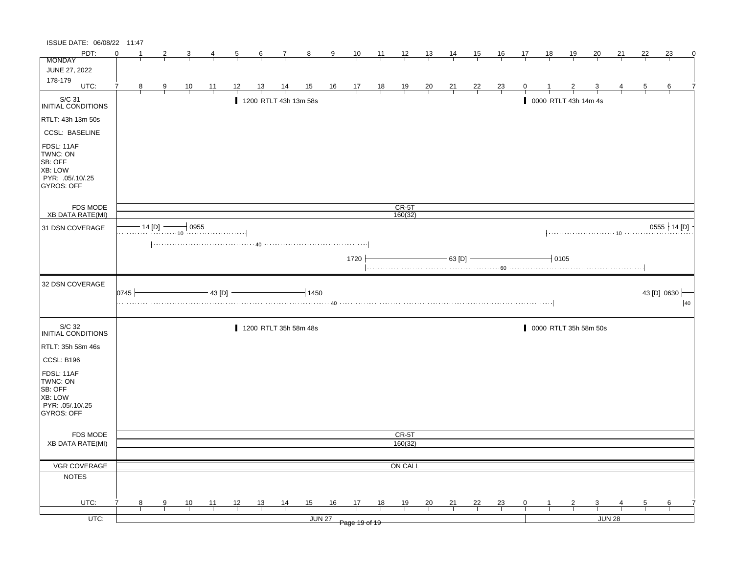ISSUE DATE: 06/08/22 11:47

MONDAY

JUNE 27, 2022

178-179

PDT: 0 1 2 3 4 5 6 7 8 9 10 11 12 13 14 15 16 17 18 19 20 21 22 23 0

UTC: 7 8 9 10 11 12 13 14 15 16 17 18 19 20 21 22 23 0 1 2 3 4 5 6 7

S/C 31 INITIAL CONDITIONS

RTLT: 43h 13m 50s

CCSL: BASELINE

FDSL: 11AF
TWNC: ON
SB: OFF
XB: LOW
PYR: .05/.10/.25
GYROS: OFF

1200 RTLT 43h 13m 58s

0000 RTLT 43h 14m 4s

FDS MODE: CR-5T

XB DATA RATE(MI): 160(32)

31 DSN COVERAGE

14 [D] 0955

10

40

1720 63 [D] 0105

60

10

0555 14 [D]

32 DSN COVERAGE

0745 43 [D] 1450

40

43 [D] 0630

40

S/C 32 INITIAL CONDITIONS

RTLT: 35h 58m 46s

CCSL: B196

FDSL: 11AF
TWNC: ON
SB: OFF
XB: LOW
PYR: .05/.10/.25
GYROS: OFF

1200 RTLT 35h 58m 48s

0000 RTLT 35h 58m 50s

FDS MODE: CR-5T

XB DATA RATE(MI): 160(32)

VGR COVERAGE: ON CALL

NOTES

UTC: 7 8 9 10 11 12 13 14 15 16 17 18 19 20 21 22 23 0 1 2 3 4 5 6 7

UTC: JUN 27 JUN 28